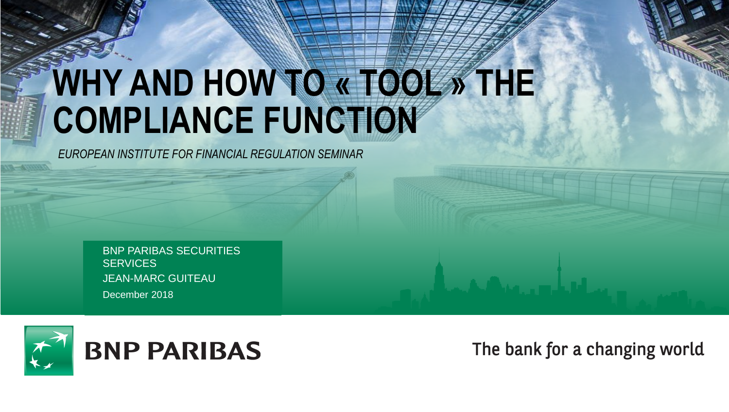# WHY AND HOW TO « TOOL » THE COMPLIANCE FUNCTION

*EUROPEAN INSTITUTE FOR FINANCIAL REGULATION SEMINAR*

BNP PARIBAS SECURITIES SERVICES

JEAN-MARC GUITEAU

December 2018

BNP PARIBAS

The bank for a changing world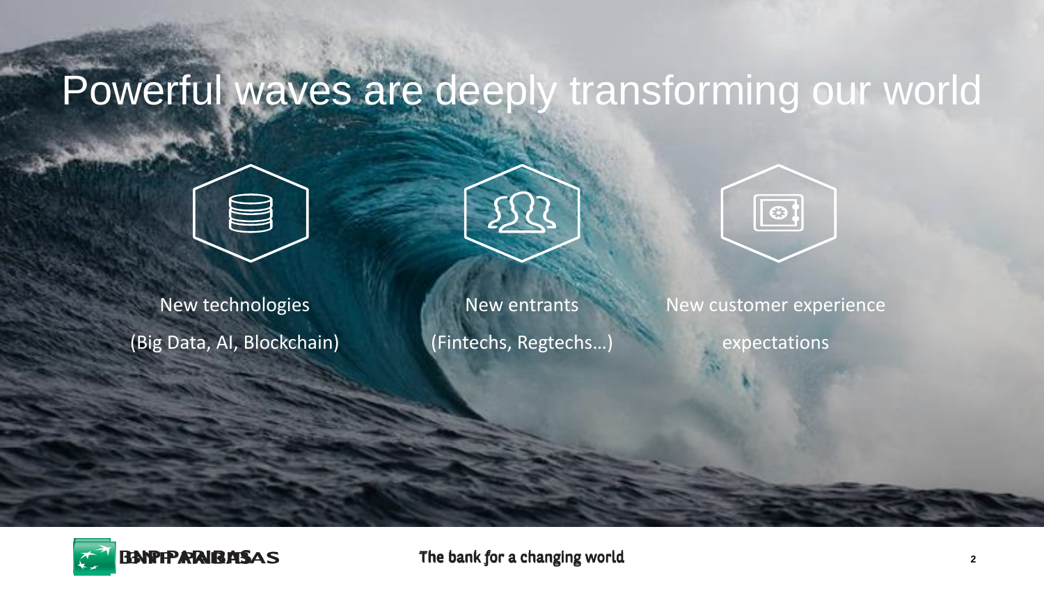# Powerful waves are deeply transforming our world

New technologies
(Big Data, AI, Blockchain)

New entrants
(Fintechs, Regtechs…)

New customer experience expectations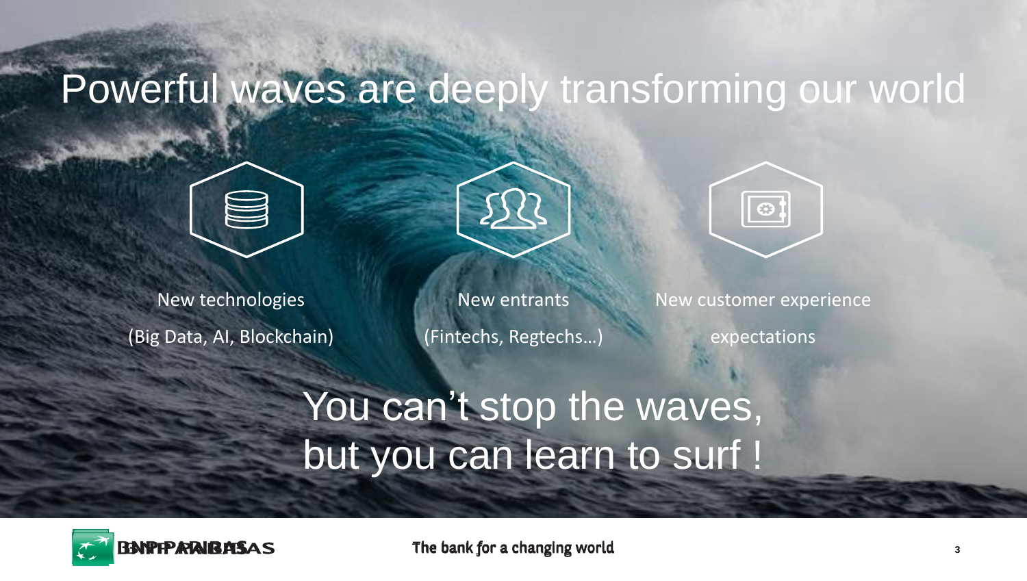# Powerful waves are deeply transforming our world

New technologies
(Big Data, AI, Blockchain)

New entrants
(Fintechs, Regtechs…)

New customer experience expectations

You can't stop the waves,
but you can learn to surf !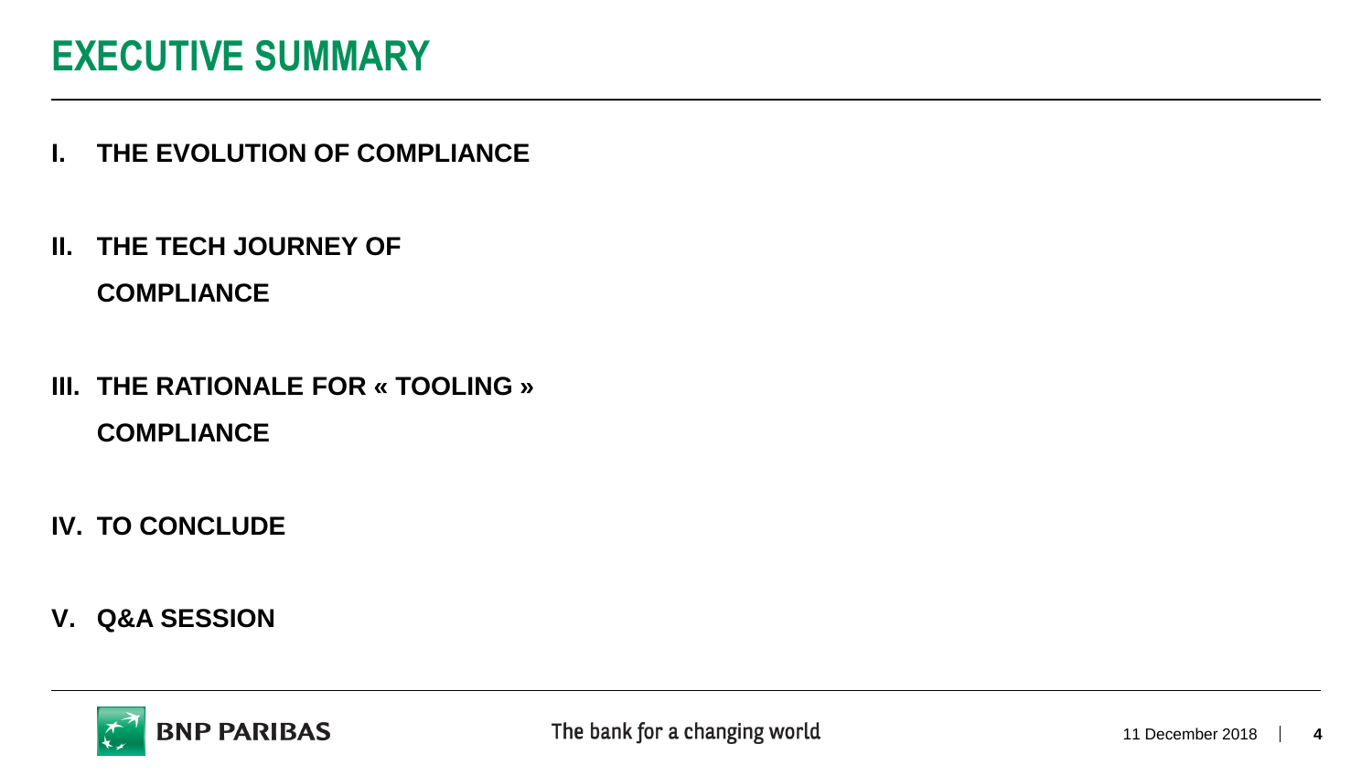# EXECUTIVE SUMMARY

**I. THE EVOLUTION OF COMPLIANCE**

**II. THE TECH JOURNEY OF COMPLIANCE**

**III. THE RATIONALE FOR « TOOLING » COMPLIANCE**

**IV. TO CONCLUDE**

**V. Q&A SESSION**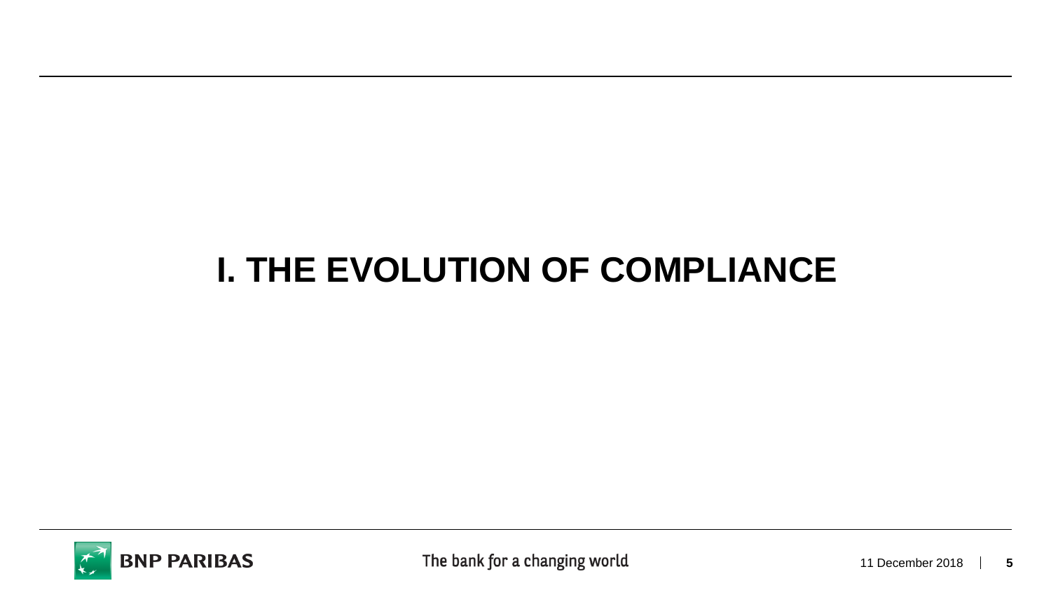# I. THE EVOLUTION OF COMPLIANCE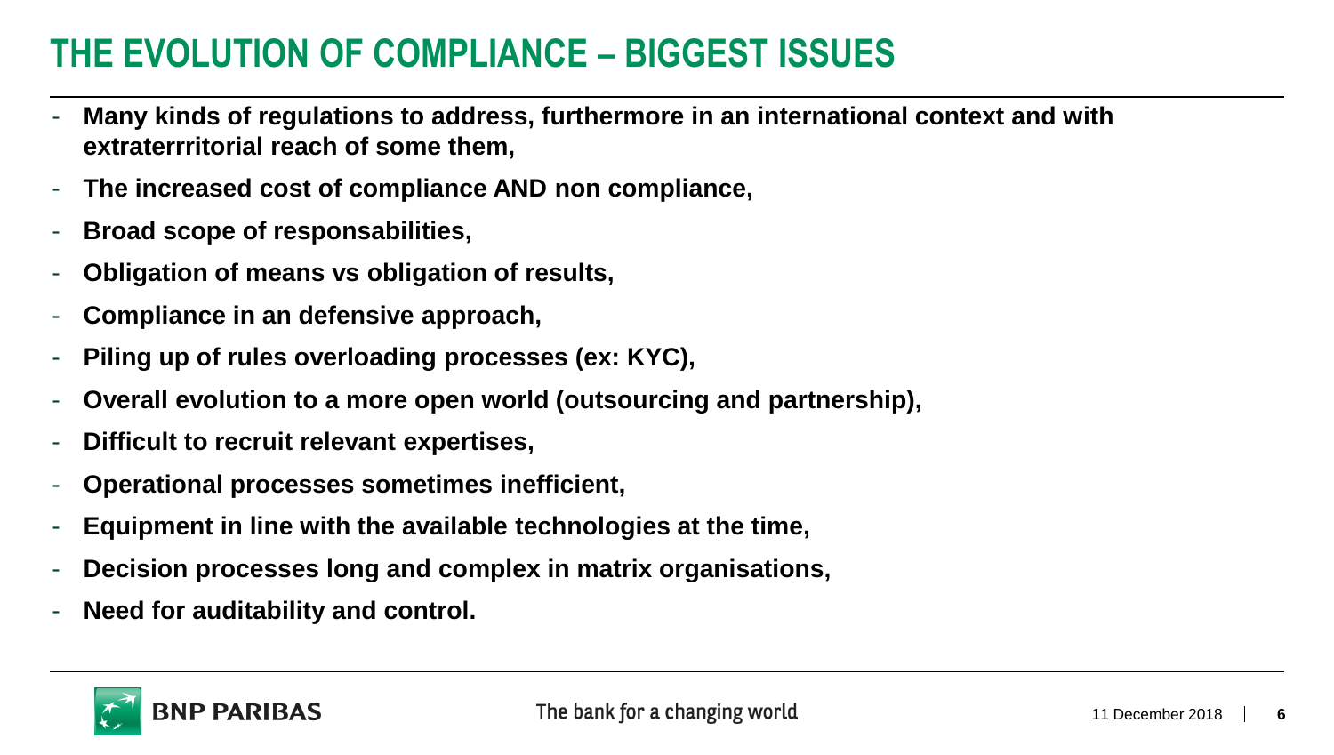# THE EVOLUTION OF COMPLIANCE – BIGGEST ISSUES

- **Many kinds of regulations to address, furthermore in an international context and with extraterrritorial reach of some them,**
- **The increased cost of compliance AND non compliance,**
- **Broad scope of responsabilities,**
- **Obligation of means vs obligation of results,**
- **Compliance in an defensive approach,**
- **Piling up of rules overloading processes (ex: KYC),**
- **Overall evolution to a more open world (outsourcing and partnership),**
- **Difficult to recruit relevant expertises,**
- **Operational processes sometimes inefficient,**
- **Equipment in line with the available technologies at the time,**
- **Decision processes long and complex in matrix organisations,**
- **Need for auditability and control.**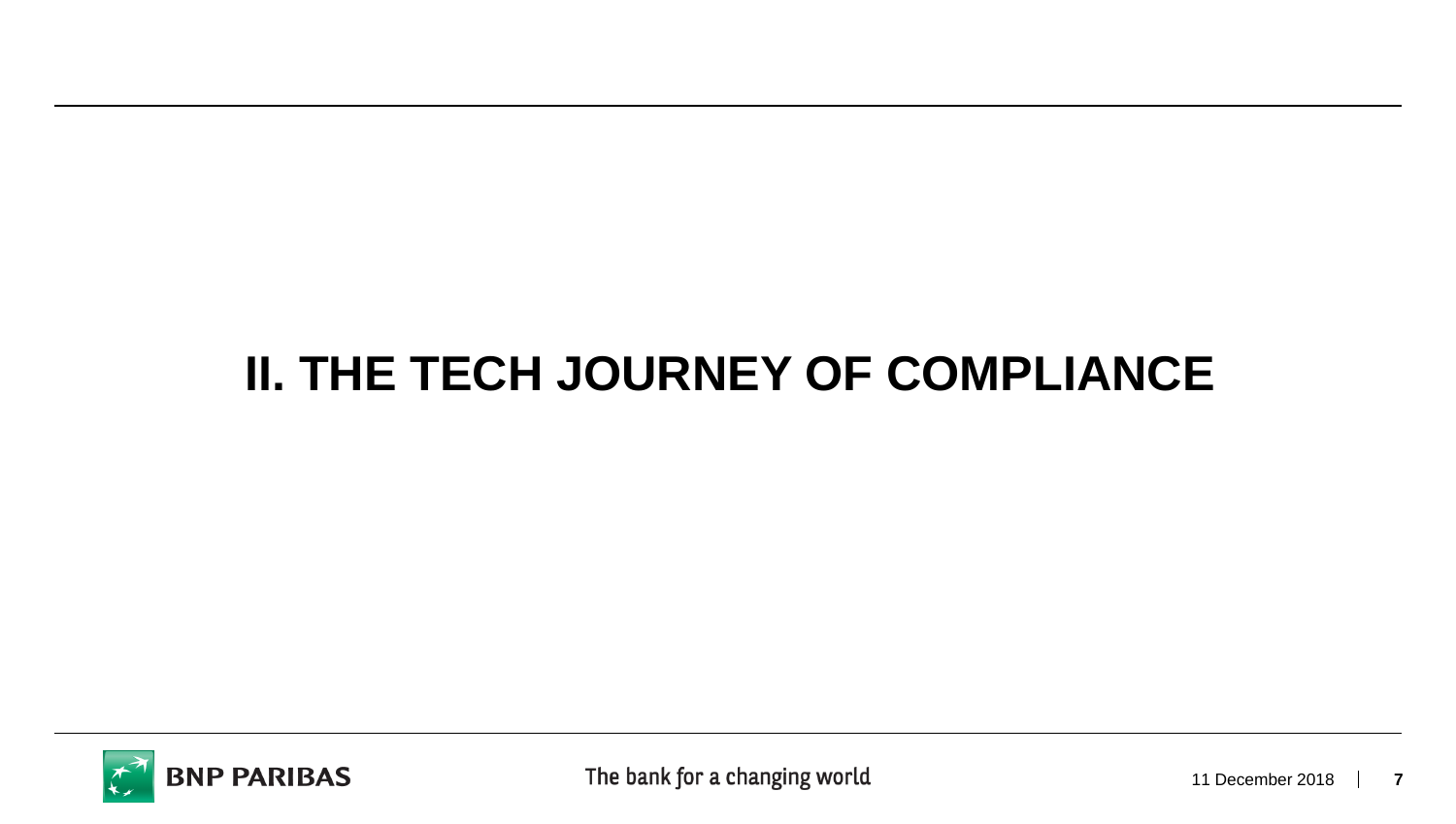# II. THE TECH JOURNEY OF COMPLIANCE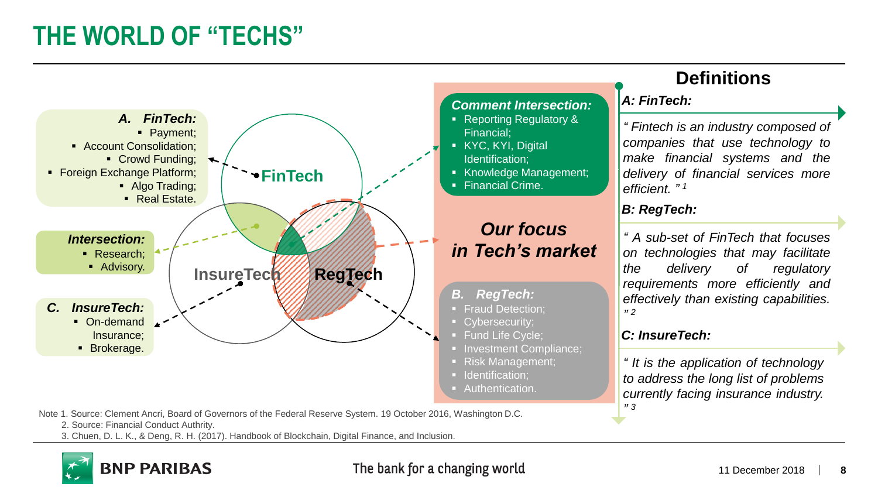# THE WORLD OF "TECHS"

**A. FinTech:**
- Payment;
- Account Consolidation;
- Crowd Funding;
- Foreign Exchange Platform;
- Algo Trading;
- Real Estate.

**Intersection:**
- Research;
- Advisory.

**C. InsureTech:**
- On-demand Insurance;
- Brokerage.

FinTech

InsureTech

RegTech

**Comment Intersection:**
- Reporting Regulatory & Financial;
- KYC, KYI, Digital Identification;
- Knowledge Management;
- Financial Crime.

***Our focus in Tech's market***

**B. RegTech:**
- Fraud Detection;
- Cybersecurity;
- Fund Life Cycle;
- Investment Compliance;
- Risk Management;
- Identification;
- Authentication.

## Definitions

***A: FinTech:***

*" Fintech is an industry composed of companies that use technology to make financial systems and the delivery of financial services more efficient. "* [1]

***B: RegTech:***

*" A sub-set of FinTech that focuses on technologies that may facilitate the delivery of regulatory requirements more efficiently and effectively than existing capabilities. "* [2]

***C: InsureTech:***

*" It is the application of technology to address the long list of problems currently facing insurance industry. "* [3]

Note 1. Source: Clement Ancri, Board of Governors of the Federal Reserve System. 19 October 2016, Washington D.C.
2. Source: Financial Conduct Authrity.
3. Chuen, D. L. K., & Deng, R. H. (2017). Handbook of Blockchain, Digital Finance, and Inclusion.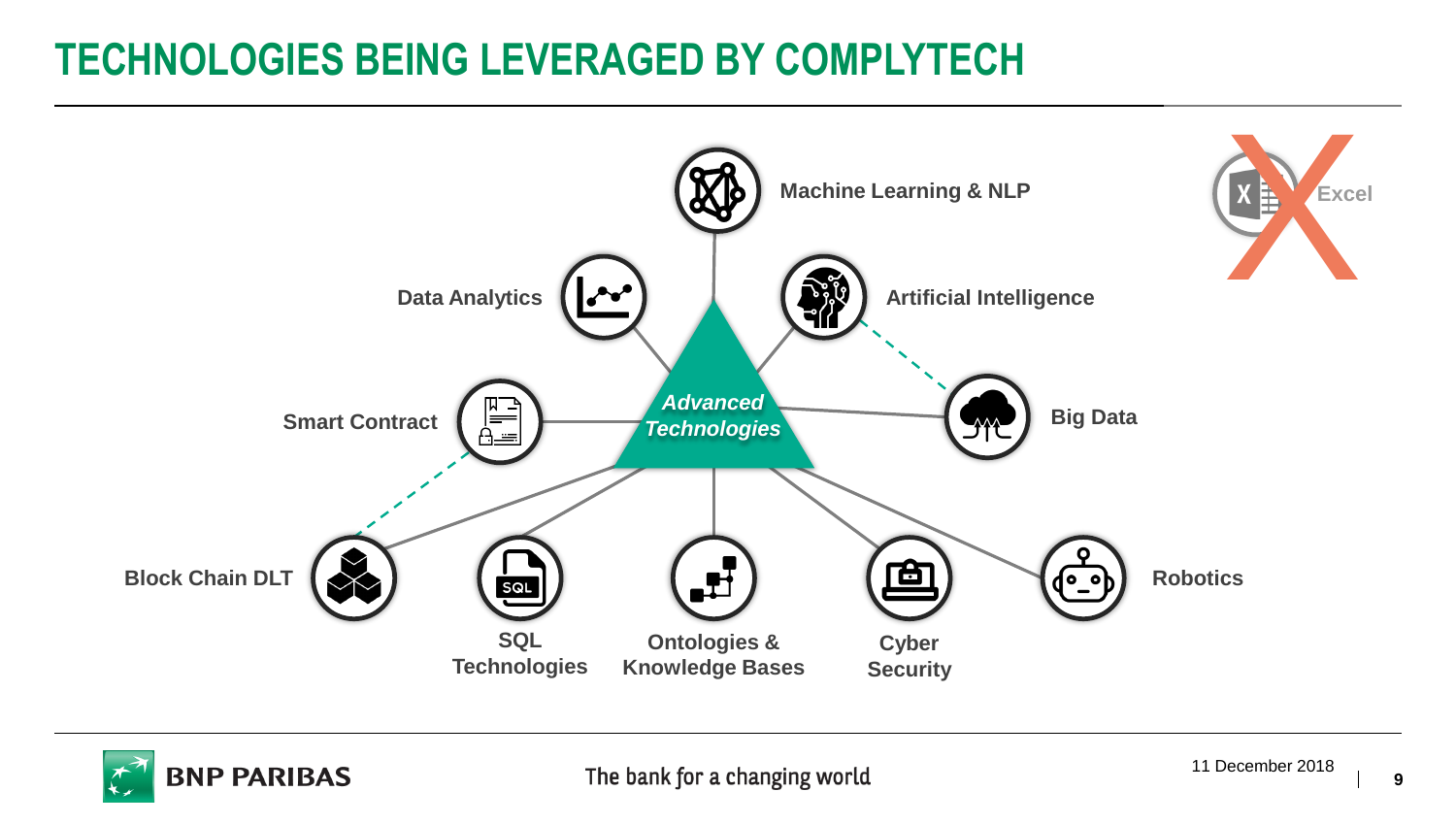# TECHNOLOGIES BEING LEVERAGED BY COMPLYTECH

*Advanced Technologies*

- Machine Learning & NLP
- Artificial Intelligence
- Big Data
- Robotics
- Cyber Security
- Ontologies & Knowledge Bases
- SQL Technologies
- Block Chain DLT
- Smart Contract
- Data Analytics

Excel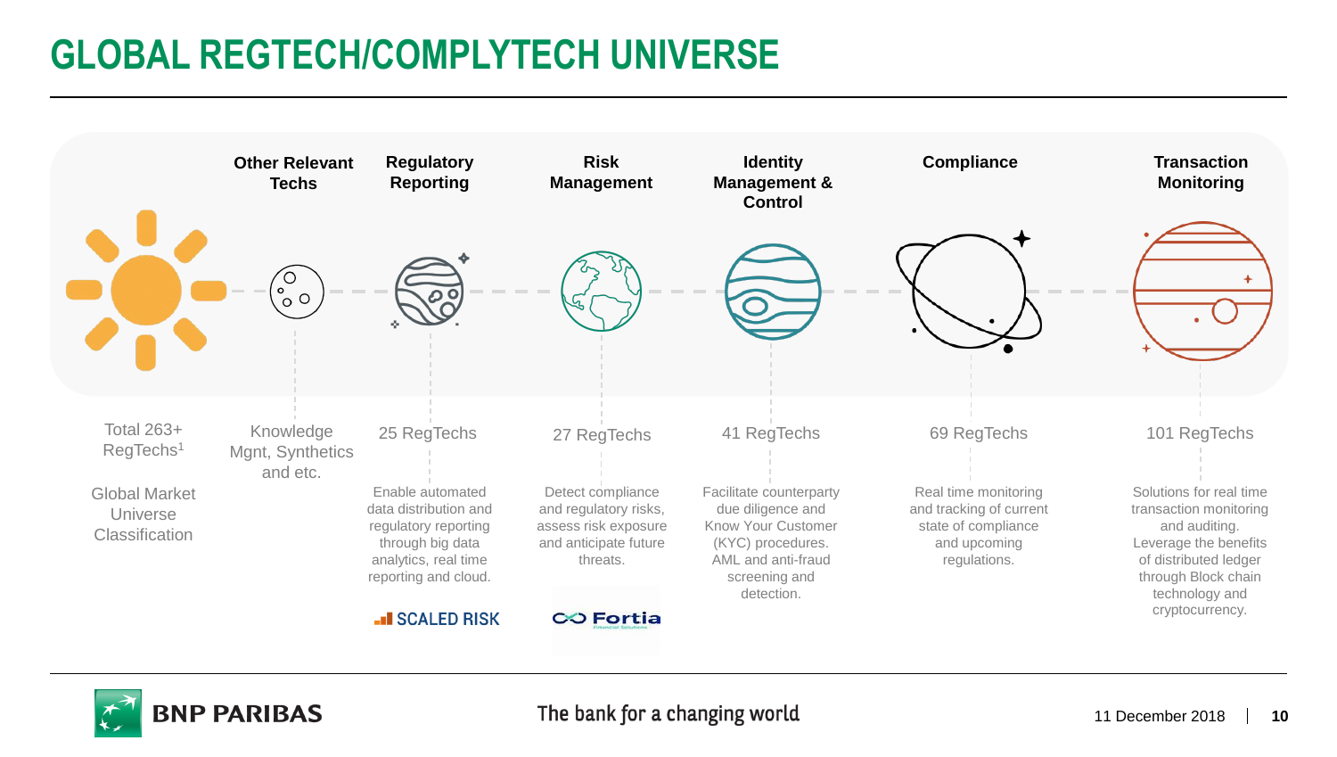# GLOBAL REGTECH/COMPLYTECH UNIVERSE

Total 263+ RegTechs[1]

Global Market Universe Classification

| Other Relevant Techs | Regulatory Reporting | Risk Management | Identity Management & Control | Compliance | Transaction Monitoring |
|---|---|---|---|---|---|
| Knowledge Mgnt, Synthetics and etc. | 25 RegTechs | 27 RegTechs | 41 RegTechs | 69 RegTechs | 101 RegTechs |
| | Enable automated data distribution and regulatory reporting through big data analytics, real time reporting and cloud. | Detect compliance and regulatory risks, assess risk exposure and anticipate future threats. | Facilitate counterparty due diligence and Know Your Customer (KYC) procedures. AML and anti-fraud screening and detection. | Real time monitoring and tracking of current state of compliance and upcoming regulations. | Solutions for real time transaction monitoring and auditing. Leverage the benefits of distributed ledger through Block chain technology and cryptocurrency. |
| | SCALED RISK | Fortia | | | |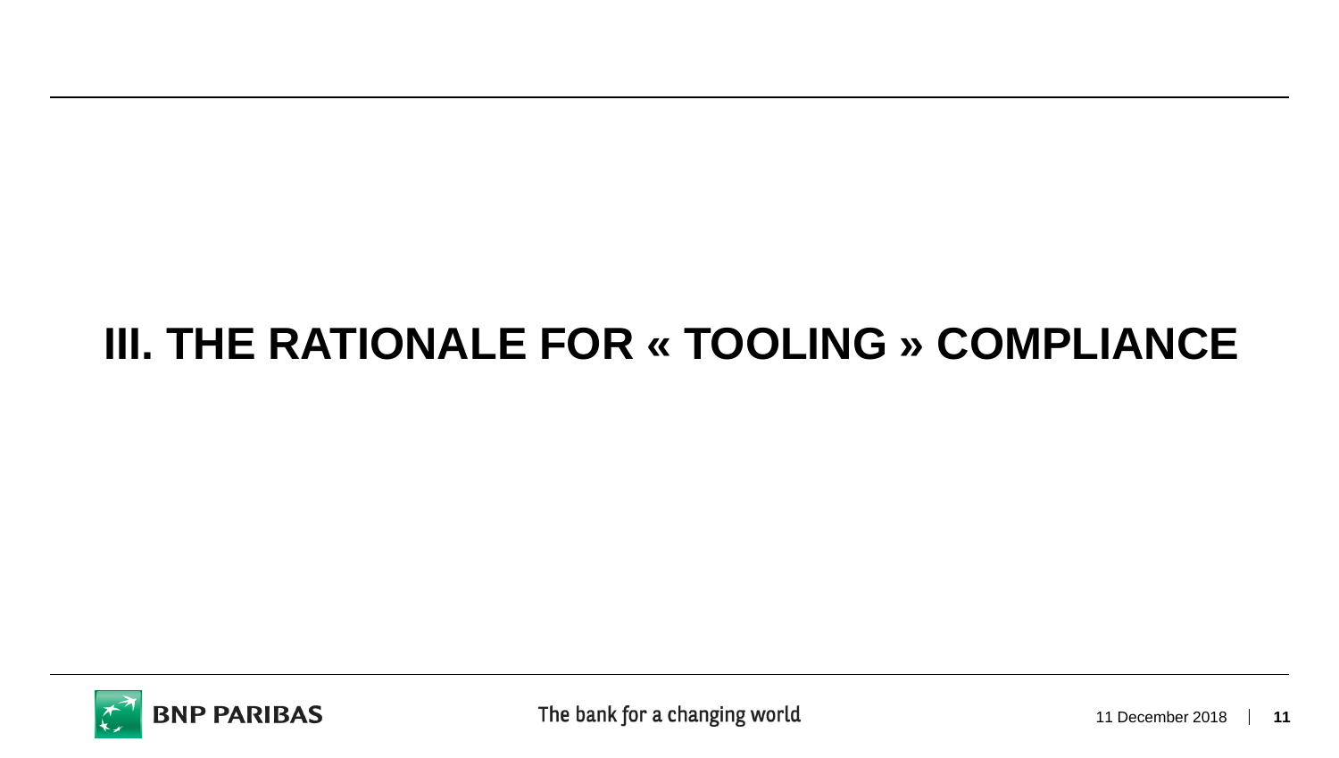# III. THE RATIONALE FOR « TOOLING » COMPLIANCE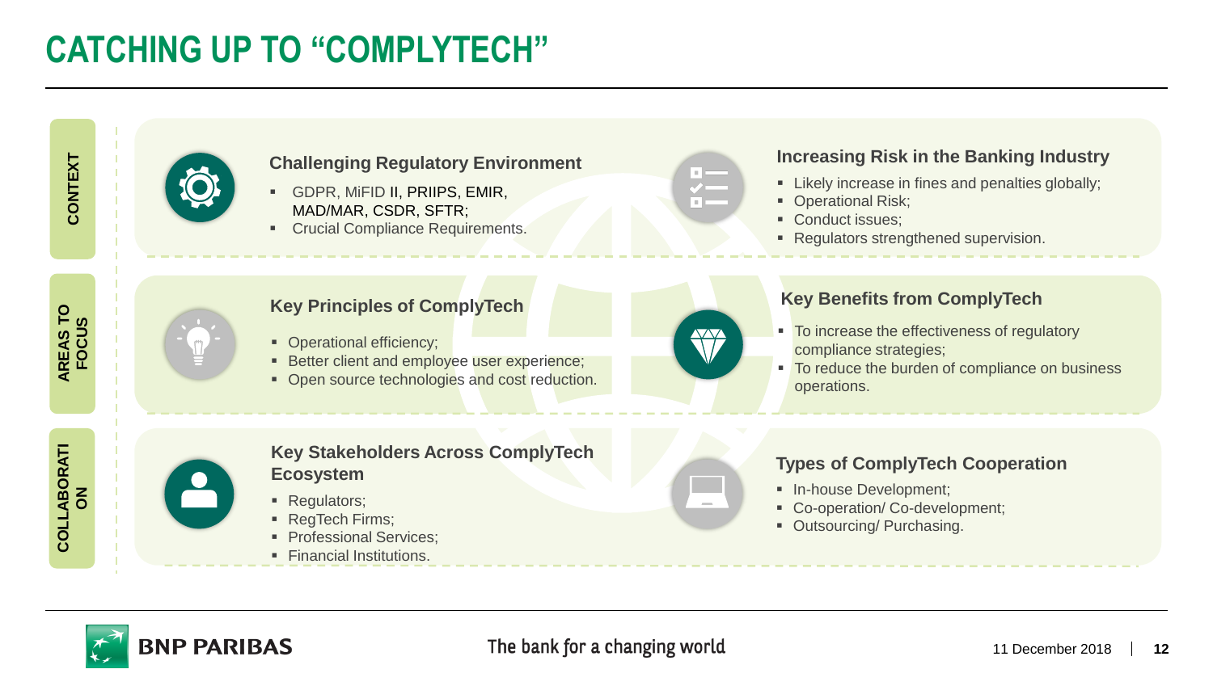# CATCHING UP TO "COMPLYTECH"

## CONTEXT

### Challenging Regulatory Environment

- GDPR, MiFID II, PRIIPS, EMIR, MAD/MAR, CSDR, SFTR;
- Crucial Compliance Requirements.

### Increasing Risk in the Banking Industry

- Likely increase in fines and penalties globally;
- Operational Risk;
- Conduct issues;
- Regulators strengthened supervision.

## AREAS TO FOCUS

### Key Principles of ComplyTech

- Operational efficiency;
- Better client and employee user experience;
- Open source technologies and cost reduction.

### Key Benefits from ComplyTech

- To increase the effectiveness of regulatory compliance strategies;
- To reduce the burden of compliance on business operations.

## COLLABORATION

### Key Stakeholders Across ComplyTech Ecosystem

- Regulators;
- RegTech Firms;
- Professional Services;
- Financial Institutions.

### Types of ComplyTech Cooperation

- In-house Development;
- Co-operation/ Co-development;
- Outsourcing/ Purchasing.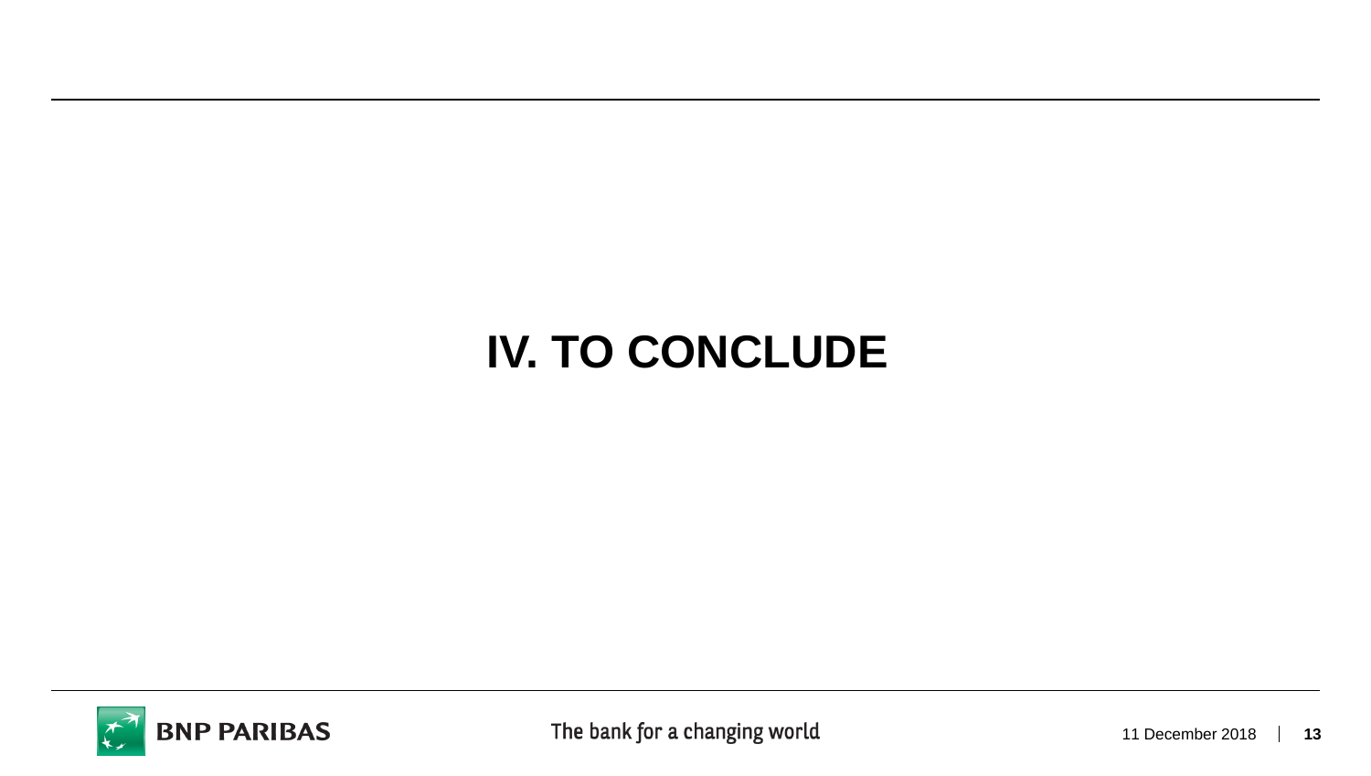# IV. TO CONCLUDE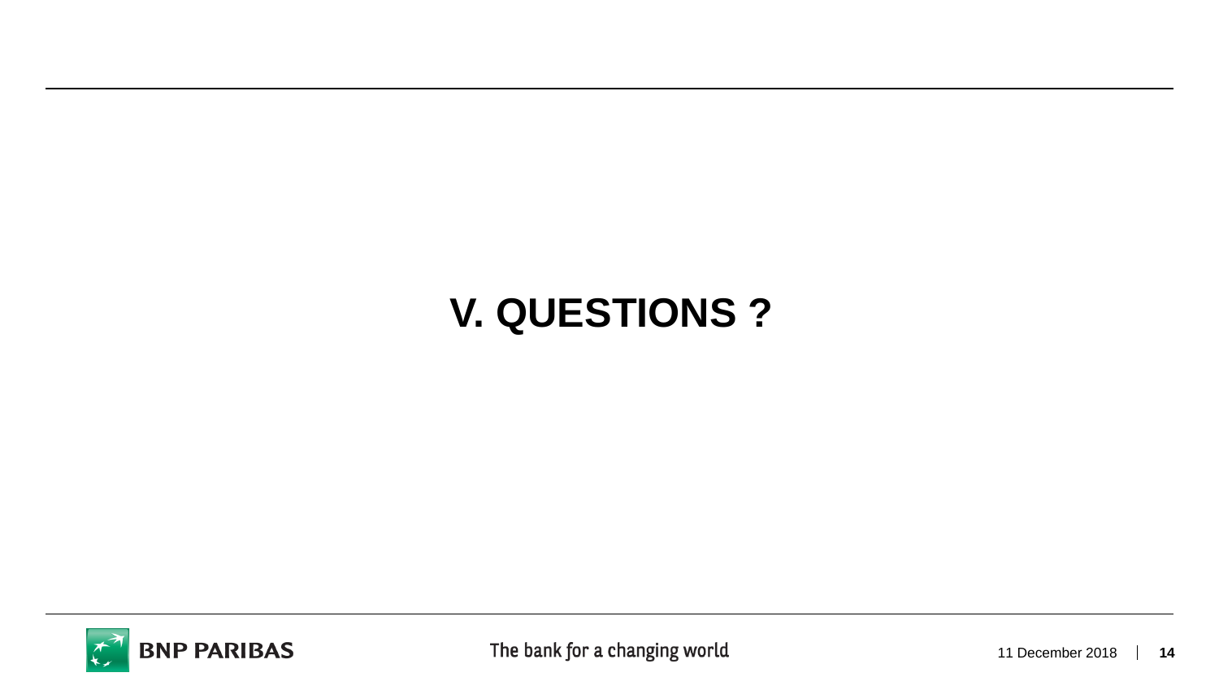# V. QUESTIONS ?